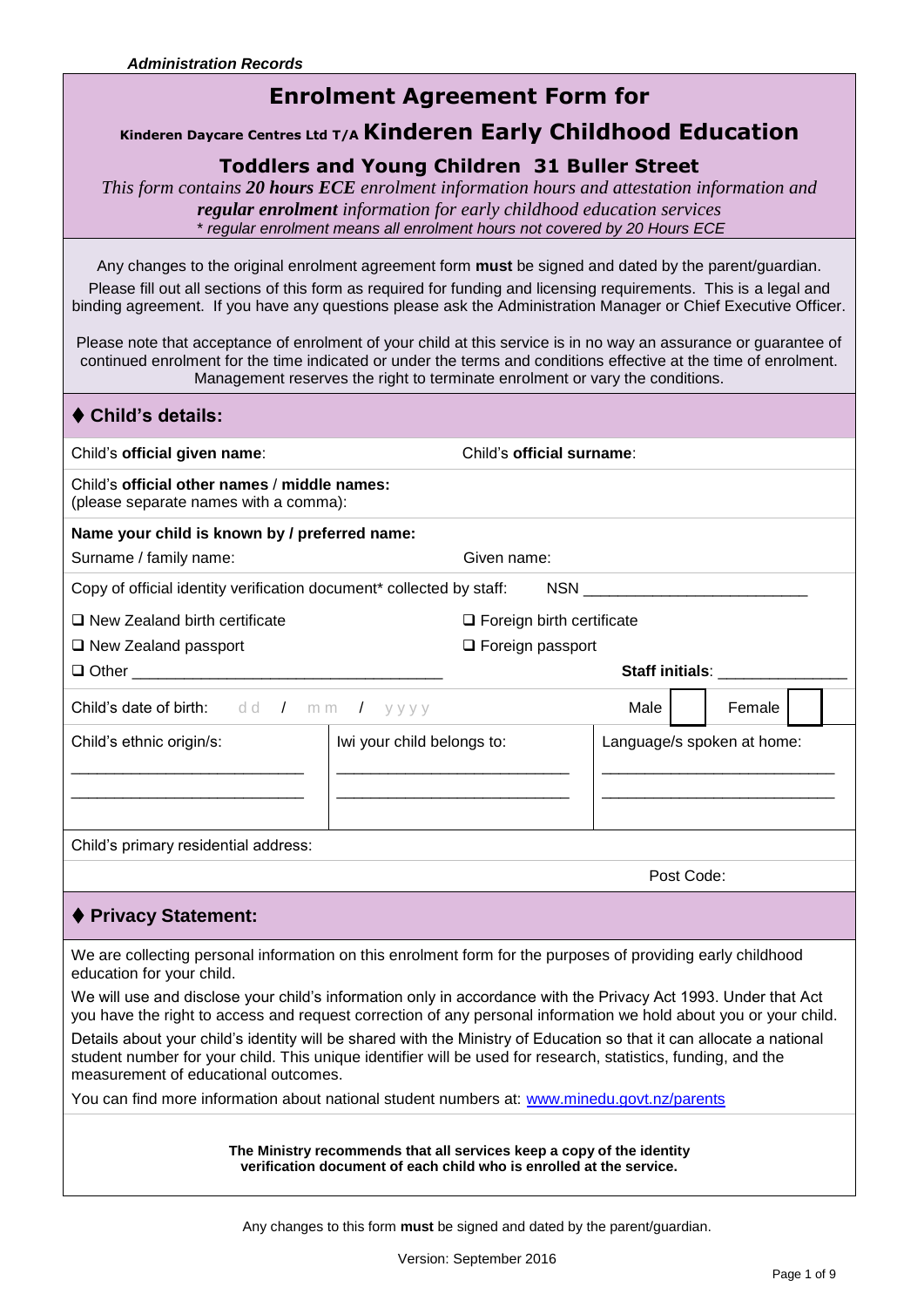*Administration Records*

# Enrolment Agreement Form for

## Kinderen Daycare Centres Ltd T/A Kinderen Early Childhood Education

### Toddlers and Young Children 31 Buller Street

*This form contains* ***20 hours ECE*** *enrolment information hours and attestation information and* ***regular enrolment*** *information for early childhood education services*

*\* regular enrolment means all enrolment hours not covered by 20 Hours ECE*

Any changes to the original enrolment agreement form **must** be signed and dated by the parent/guardian.

Please fill out all sections of this form as required for funding and licensing requirements. This is a legal and binding agreement. If you have any questions please ask the Administration Manager or Chief Executive Officer.

Please note that acceptance of enrolment of your child at this service is in no way an assurance or guarantee of continued enrolment for the time indicated or under the terms and conditions effective at the time of enrolment. Management reserves the right to terminate enrolment or vary the conditions.

## ♦ Child's details:

Child's **official given name**: Child's **official surname**:

Child's **official other names** / **middle names:**
(please separate names with a comma):

**Name your child is known by / preferred name:**

Surname / family name: Given name:

Copy of official identity verification document* collected by staff: NSN ________________________

- ❑ New Zealand birth certificate
- ❑ Foreign birth certificate
- ❑ New Zealand passport
- ❑ Foreign passport
- ❑ Other ________________________________

**Staff initials**: ______________

Child's date of birth: dd / mm / yyyy Male ☐ Female ☐

| Child's ethnic origin/s: | Iwi your child belongs to: | Language/s spoken at home: |
|---|---|---|
| ________________________ | ________________________ | ________________________ |
| ________________________ | ________________________ | ________________________ |

Child's primary residential address:

Post Code:

## ♦ Privacy Statement:

We are collecting personal information on this enrolment form for the purposes of providing early childhood education for your child.

We will use and disclose your child's information only in accordance with the Privacy Act 1993. Under that Act you have the right to access and request correction of any personal information we hold about you or your child.

Details about your child's identity will be shared with the Ministry of Education so that it can allocate a national student number for your child. This unique identifier will be used for research, statistics, funding, and the measurement of educational outcomes.

You can find more information about national student numbers at: [www.minedu.govt.nz/parents](www.minedu.govt.nz/parents)

**The Ministry recommends that all services keep a copy of the identity verification document of each child who is enrolled at the service.**

Any changes to this form **must** be signed and dated by the parent/guardian.

Version: September 2016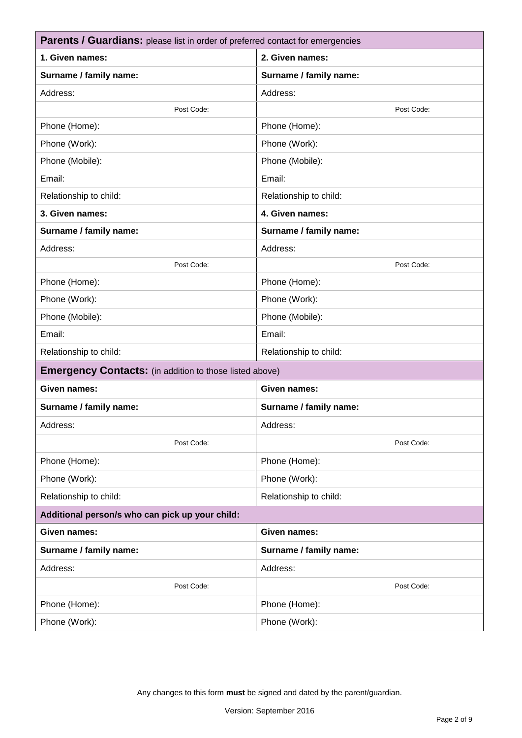| **Parents / Guardians:** please list in order of preferred contact for emergencies | |
|---|---|
| **1. Given names:** | **2. Given names:** |
| **Surname / family name:** | **Surname / family name:** |
| Address: | Address: |
| Post Code: | Post Code: |
| Phone (Home): | Phone (Home): |
| Phone (Work): | Phone (Work): |
| Phone (Mobile): | Phone (Mobile): |
| Email: | Email: |
| Relationship to child: | Relationship to child: |
| **3. Given names:** | **4. Given names:** |
| **Surname / family name:** | **Surname / family name:** |
| Address: | Address: |
| Post Code: | Post Code: |
| Phone (Home): | Phone (Home): |
| Phone (Work): | Phone (Work): |
| Phone (Mobile): | Phone (Mobile): |
| Email: | Email: |
| Relationship to child: | Relationship to child: |
| **Emergency Contacts:** (in addition to those listed above) | |
| **Given names:** | **Given names:** |
| **Surname / family name:** | **Surname / family name:** |
| Address: | Address: |
| Post Code: | Post Code: |
| Phone (Home): | Phone (Home): |
| Phone (Work): | Phone (Work): |
| Relationship to child: | Relationship to child: |
| **Additional person/s who can pick up your child:** | |
| **Given names:** | **Given names:** |
| **Surname / family name:** | **Surname / family name:** |
| Address: | Address: |
| Post Code: | Post Code: |
| Phone (Home): | Phone (Home): |
| Phone (Work): | Phone (Work): |

Any changes to this form **must** be signed and dated by the parent/guardian.

Version: September 2016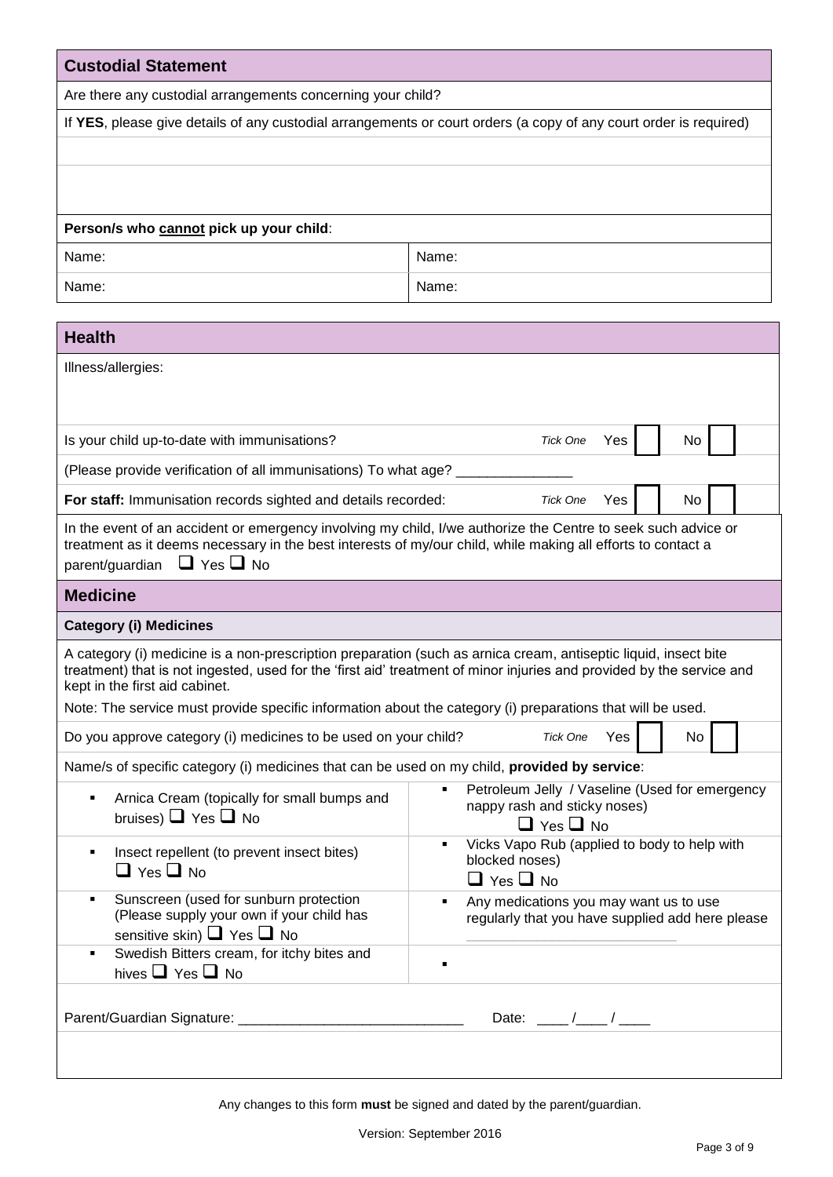## Custodial Statement

Are there any custodial arrangements concerning your child?

If **YES**, please give details of any custodial arrangements or court orders (a copy of any court order is required)

**Person/s who cannot pick up your child**:

| Name: | Name: |
|---|---|
| Name: | Name: |

## Health

Illness/allergies:

Is your child up-to-date with immunisations? *Tick One* Yes ☐ No ☐

(Please provide verification of all immunisations) To what age? _______________

**For staff:** Immunisation records sighted and details recorded: *Tick One* Yes ☐ No ☐

In the event of an accident or emergency involving my child, I/we authorize the Centre to seek such advice or treatment as it deems necessary in the best interests of my/our child, while making all efforts to contact a parent/guardian ☐ Yes ☐ No

## Medicine

### Category (i) Medicines

A category (i) medicine is a non-prescription preparation (such as arnica cream, antiseptic liquid, insect bite treatment) that is not ingested, used for the 'first aid' treatment of minor injuries and provided by the service and kept in the first aid cabinet.

Note: The service must provide specific information about the category (i) preparations that will be used.

Do you approve category (i) medicines to be used on your child? *Tick One* Yes ☐ No ☐

Name/s of specific category (i) medicines that can be used on my child, **provided by service**:

| | |
|---|---|
| ▪ Arnica Cream (topically for small bumps and bruises) ☐ Yes ☐ No | ▪ Petroleum Jelly / Vaseline (Used for emergency nappy rash and sticky noses) ☐ Yes ☐ No |
| ▪ Insect repellent (to prevent insect bites) ☐ Yes ☐ No | ▪ Vicks Vapo Rub (applied to body to help with blocked noses) ☐ Yes ☐ No |
| ▪ Sunscreen (used for sunburn protection (Please supply your own if your child has sensitive skin) ☐ Yes ☐ No | ▪ Any medications you may want us to use regularly that you have supplied add here please _______________ |
| ▪ Swedish Bitters cream, for itchy bites and hives ☐ Yes ☐ No | ▪ |

Parent/Guardian Signature: _____________________________ Date: ____ /____ / ____

Any changes to this form **must** be signed and dated by the parent/guardian.

Version: September 2016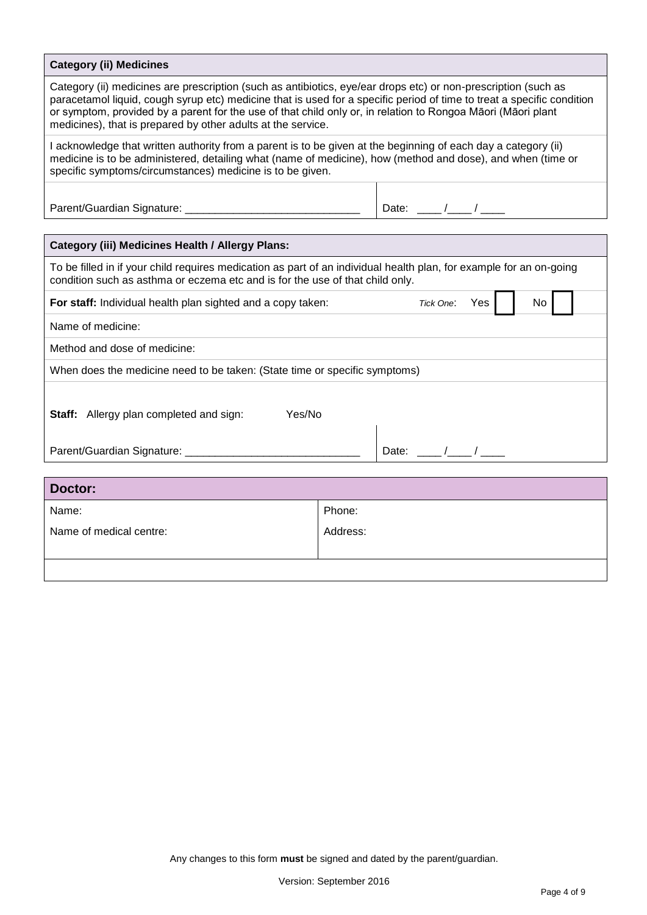### Category (ii) Medicines

Category (ii) medicines are prescription (such as antibiotics, eye/ear drops etc) or non-prescription (such as paracetamol liquid, cough syrup etc) medicine that is used for a specific period of time to treat a specific condition or symptom, provided by a parent for the use of that child only or, in relation to Rongoa Māori (Māori plant medicines), that is prepared by other adults at the service.

I acknowledge that written authority from a parent is to be given at the beginning of each day a category (ii) medicine is to be administered, detailing what (name of medicine), how (method and dose), and when (time or specific symptoms/circumstances) medicine is to be given.

| Parent/Guardian Signature: ____________________________ | Date: ____ /____ / ____ |
|---|---|

### Category (iii) Medicines Health / Allergy Plans:

To be filled in if your child requires medication as part of an individual health plan, for example for an on-going condition such as asthma or eczema etc and is for the use of that child only.

**For staff:** Individual health plan sighted and a copy taken: *Tick One*: Yes ☐ No ☐

Name of medicine:

Method and dose of medicine:

When does the medicine need to be taken: (State time or specific symptoms)

**Staff:** Allergy plan completed and sign: Yes/No

| Parent/Guardian Signature: ____________________________ | Date: ____ /____ / ____ |
|---|---|

### Doctor:

| Name: | Phone: |
|---|---|
| Name of medical centre: | Address: |
| | |

Any changes to this form **must** be signed and dated by the parent/guardian.

Version: September 2016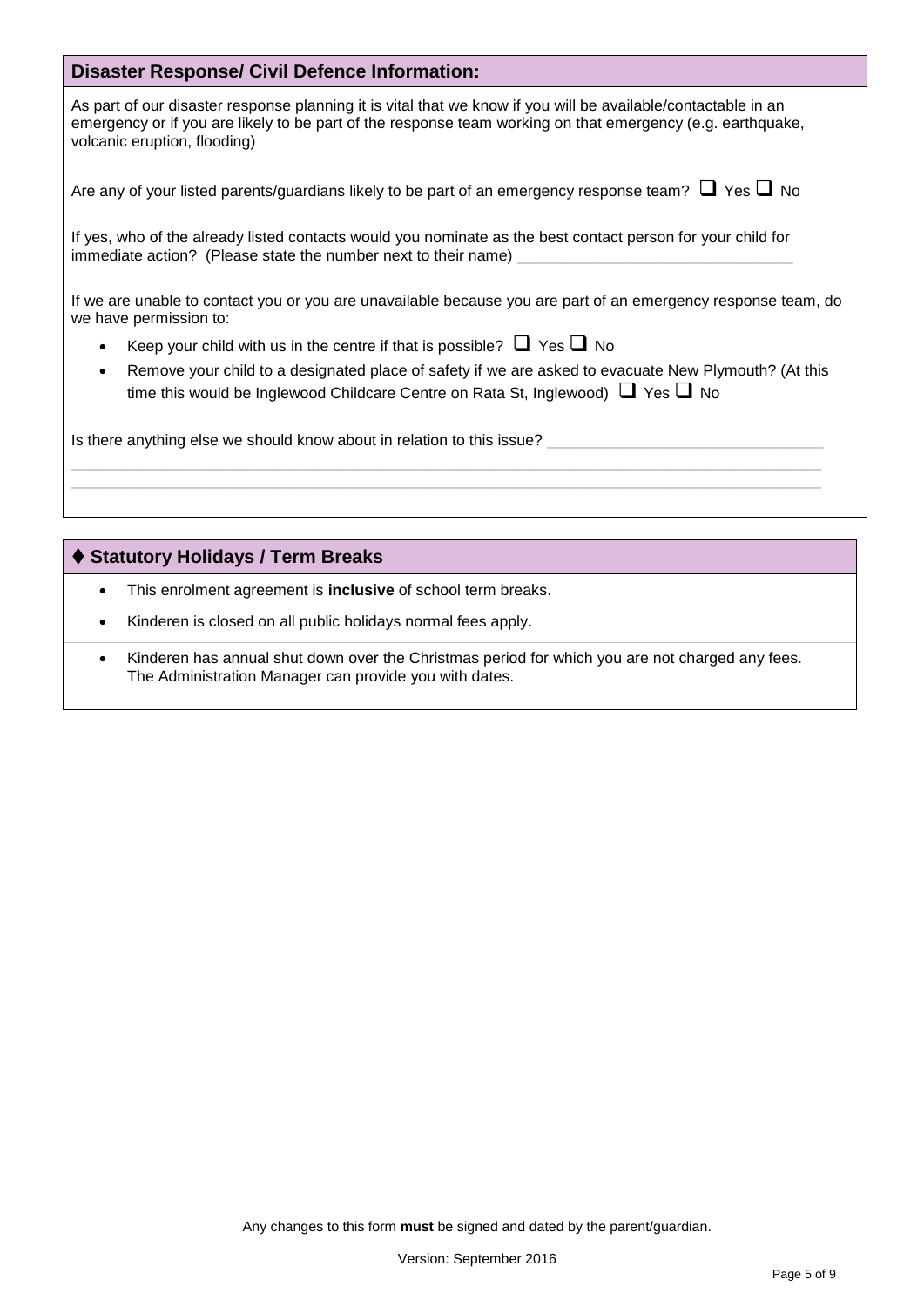## Disaster Response/ Civil Defence Information:

As part of our disaster response planning it is vital that we know if you will be available/contactable in an emergency or if you are likely to be part of the response team working on that emergency (e.g. earthquake, volcanic eruption, flooding)

Are any of your listed parents/guardians likely to be part of an emergency response team? ☐ Yes ☐ No

If yes, who of the already listed contacts would you nominate as the best contact person for your child for immediate action? (Please state the number next to their name) ______________________________

If we are unable to contact you or you are unavailable because you are part of an emergency response team, do we have permission to:

- Keep your child with us in the centre if that is possible? ☐ Yes ☐ No
- Remove your child to a designated place of safety if we are asked to evacuate New Plymouth? (At this time this would be Inglewood Childcare Centre on Rata St, Inglewood) ☐ Yes ☐ No

Is there anything else we should know about in relation to this issue? ______________________________
______________________________________________________________________________________
______________________________________________________________________________________

## ⧫ Statutory Holidays / Term Breaks

- This enrolment agreement is **inclusive** of school term breaks.
- Kinderen is closed on all public holidays normal fees apply.
- Kinderen has annual shut down over the Christmas period for which you are not charged any fees. The Administration Manager can provide you with dates.

Any changes to this form **must** be signed and dated by the parent/guardian.

Version: September 2016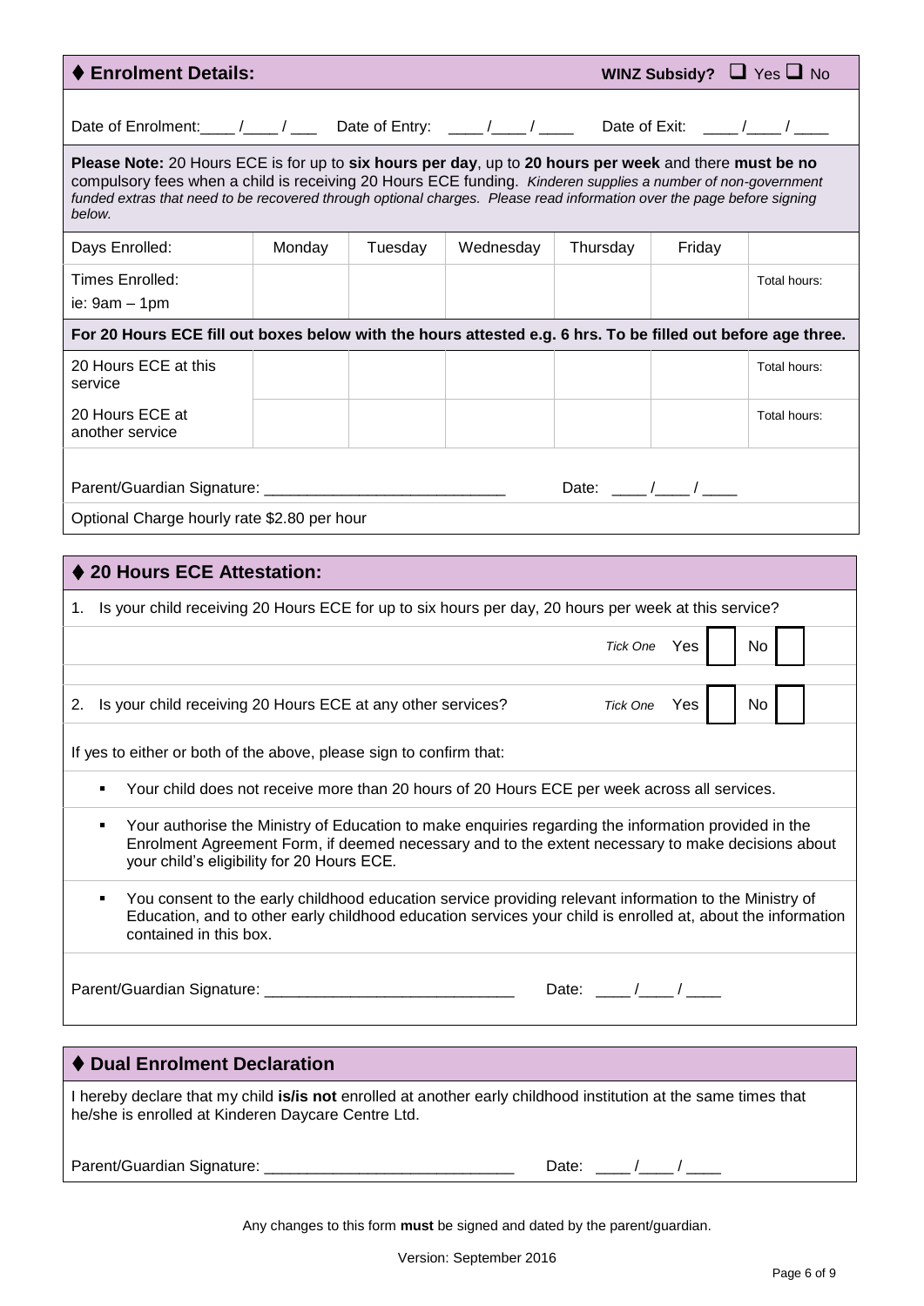## ♦ Enrolment Details:

**WINZ Subsidy?** ☐ Yes ☐ No

Date of Enrolment:____ /____ / ___ Date of Entry: ____ /____ / ____ Date of Exit: ____ /____ / ____

**Please Note:** 20 Hours ECE is for up to **six hours per day**, up to **20 hours per week** and there **must be no** compulsory fees when a child is receiving 20 Hours ECE funding. *Kinderen supplies a number of non-government funded extras that need to be recovered through optional charges. Please read information over the page before signing below.*

| Days Enrolled: | Monday | Tuesday | Wednesday | Thursday | Friday | |
|---|---|---|---|---|---|---|
| Times Enrolled: ie: 9am – 1pm | | | | | | Total hours: |

**For 20 Hours ECE fill out boxes below with the hours attested e.g. 6 hrs. To be filled out before age three.**

| | | | | | | |
|---|---|---|---|---|---|---|
| 20 Hours ECE at this service | | | | | | Total hours: |
| 20 Hours ECE at another service | | | | | | Total hours: |

Parent/Guardian Signature: ____________________________ Date: ____ /____ / ____

Optional Charge hourly rate $2.80 per hour

## ♦ 20 Hours ECE Attestation:

1. Is your child receiving 20 Hours ECE for up to six hours per day, 20 hours per week at this service?

   *Tick One* Yes ☐ No ☐

2. Is your child receiving 20 Hours ECE at any other services? *Tick One* Yes ☐ No ☐

If yes to either or both of the above, please sign to confirm that:

- Your child does not receive more than 20 hours of 20 Hours ECE per week across all services.
- Your authorise the Ministry of Education to make enquiries regarding the information provided in the Enrolment Agreement Form, if deemed necessary and to the extent necessary to make decisions about your child's eligibility for 20 Hours ECE.
- You consent to the early childhood education service providing relevant information to the Ministry of Education, and to other early childhood education services your child is enrolled at, about the information contained in this box.

Parent/Guardian Signature: _____________________________ Date: ____ /____ / ____

## ♦ Dual Enrolment Declaration

I hereby declare that my child **is/is not** enrolled at another early childhood institution at the same times that he/she is enrolled at Kinderen Daycare Centre Ltd.

Parent/Guardian Signature: _____________________________ Date: ____ /____ / ____

Any changes to this form **must** be signed and dated by the parent/guardian.

Version: September 2016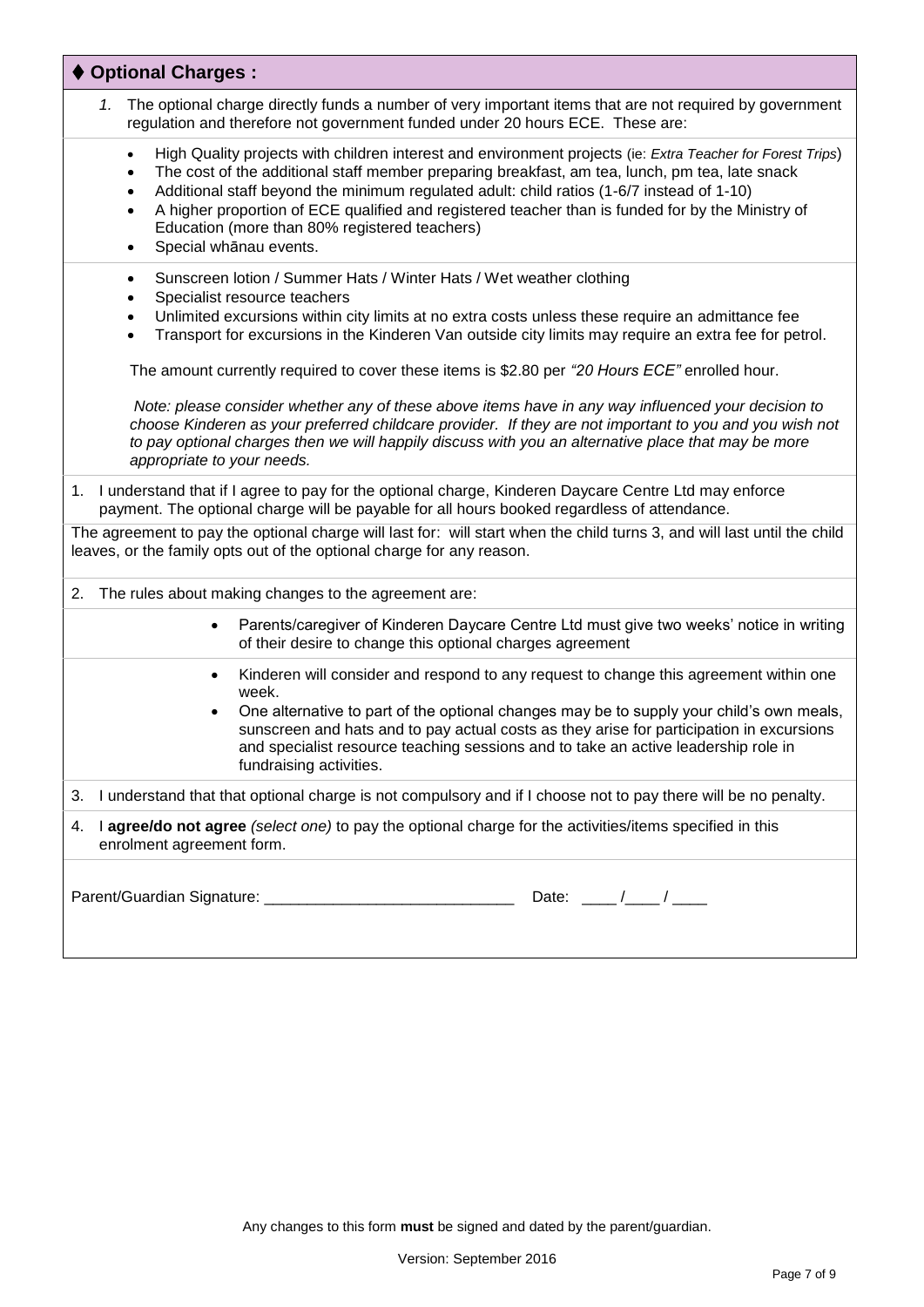## ♦ Optional Charges :

1. The optional charge directly funds a number of very important items that are not required by government regulation and therefore not government funded under 20 hours ECE. These are:

- High Quality projects with children interest and environment projects (ie: *Extra Teacher for Forest Trips*)
- The cost of the additional staff member preparing breakfast, am tea, lunch, pm tea, late snack
- Additional staff beyond the minimum regulated adult: child ratios (1-6/7 instead of 1-10)
- A higher proportion of ECE qualified and registered teacher than is funded for by the Ministry of Education (more than 80% registered teachers)
- Special whānau events.

- Sunscreen lotion / Summer Hats / Winter Hats / Wet weather clothing
- Specialist resource teachers
- Unlimited excursions within city limits at no extra costs unless these require an admittance fee
- Transport for excursions in the Kinderen Van outside city limits may require an extra fee for petrol.

The amount currently required to cover these items is $2.80 per *"20 Hours ECE"* enrolled hour.

*Note: please consider whether any of these above items have in any way influenced your decision to choose Kinderen as your preferred childcare provider. If they are not important to you and you wish not to pay optional charges then we will happily discuss with you an alternative place that may be more appropriate to your needs.*

1. I understand that if I agree to pay for the optional charge, Kinderen Daycare Centre Ltd may enforce payment. The optional charge will be payable for all hours booked regardless of attendance.

The agreement to pay the optional charge will last for: will start when the child turns 3, and will last until the child leaves, or the family opts out of the optional charge for any reason.

2. The rules about making changes to the agreement are:

- Parents/caregiver of Kinderen Daycare Centre Ltd must give two weeks' notice in writing of their desire to change this optional charges agreement

- Kinderen will consider and respond to any request to change this agreement within one week.
- One alternative to part of the optional changes may be to supply your child's own meals, sunscreen and hats and to pay actual costs as they arise for participation in excursions and specialist resource teaching sessions and to take an active leadership role in fundraising activities.

3. I understand that that optional charge is not compulsory and if I choose not to pay there will be no penalty.

4. I **agree/do not agree** *(select one)* to pay the optional charge for the activities/items specified in this enrolment agreement form.

Parent/Guardian Signature: ______________________________ Date: ____ /____ / ____

Any changes to this form **must** be signed and dated by the parent/guardian.

Version: September 2016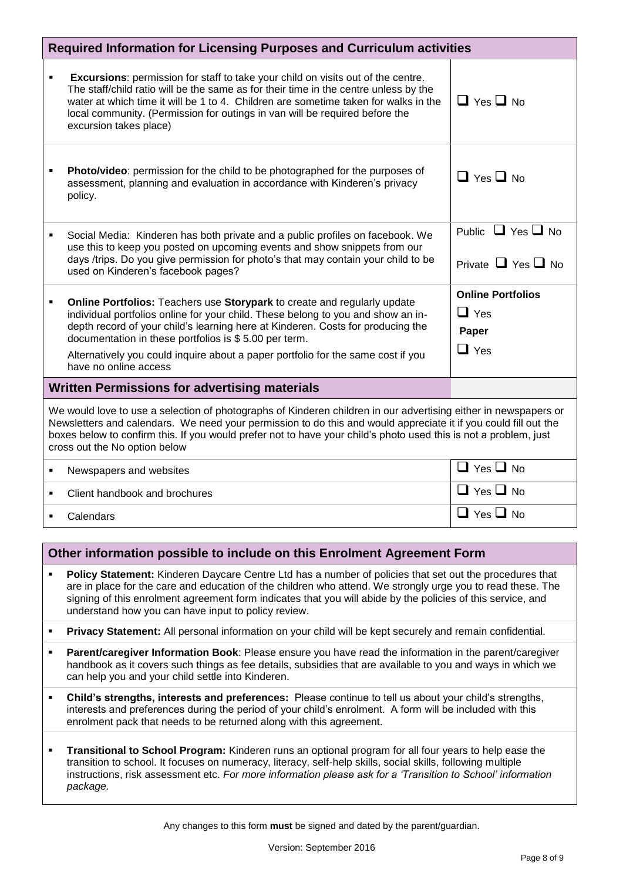| Required Information for Licensing Purposes and Curriculum activities | |
|---|---|
| ▪ **Excursions**: permission for staff to take your child on visits out of the centre. The staff/child ratio will be the same as for their time in the centre unless by the water at which time it will be 1 to 4. Children are sometime taken for walks in the local community. (Permission for outings in van will be required before the excursion takes place) | ☐ Yes ☐ No |
| ▪ **Photo/video**: permission for the child to be photographed for the purposes of assessment, planning and evaluation in accordance with Kinderen's privacy policy. | ☐ Yes ☐ No |
| ▪ Social Media: Kinderen has both private and a public profiles on facebook. We use this to keep you posted on upcoming events and show snippets from our days /trips. Do you give permission for photo's that may contain your child to be used on Kinderen's facebook pages? | Public ☐ Yes ☐ No<br>Private ☐ Yes ☐ No |
| ▪ **Online Portfolios:** Teachers use **Storypark** to create and regularly update individual portfolios online for your child. These belong to you and show an in-depth record of your child's learning here at Kinderen. Costs for producing the documentation in these portfolios is $ 5.00 per term.<br>Alternatively you could inquire about a paper portfolio for the same cost if you have no online access | **Online Portfolios**<br>☐ Yes<br>**Paper**<br>☐ Yes |

| Written Permissions for advertising materials | |
|---|---|
| We would love to use a selection of photographs of Kinderen children in our advertising either in newspapers or Newsletters and calendars. We need your permission to do this and would appreciate it if you could fill out the boxes below to confirm this. If you would prefer not to have your child's photo used this is not a problem, just cross out the No option below | |
| ▪ Newspapers and websites | ☐ Yes ☐ No |
| ▪ Client handbook and brochures | ☐ Yes ☐ No |
| ▪ Calendars | ☐ Yes ☐ No |

## Other information possible to include on this Enrolment Agreement Form

- **Policy Statement:** Kinderen Daycare Centre Ltd has a number of policies that set out the procedures that are in place for the care and education of the children who attend. We strongly urge you to read these. The signing of this enrolment agreement form indicates that you will abide by the policies of this service, and understand how you can have input to policy review.
- **Privacy Statement:** All personal information on your child will be kept securely and remain confidential.
- **Parent/caregiver Information Book**: Please ensure you have read the information in the parent/caregiver handbook as it covers such things as fee details, subsidies that are available to you and ways in which we can help you and your child settle into Kinderen.
- **Child's strengths, interests and preferences:** Please continue to tell us about your child's strengths, interests and preferences during the period of your child's enrolment. A form will be included with this enrolment pack that needs to be returned along with this agreement.
- **Transitional to School Program:** Kinderen runs an optional program for all four years to help ease the transition to school. It focuses on numeracy, literacy, self-help skills, social skills, following multiple instructions, risk assessment etc. *For more information please ask for a 'Transition to School' information package.*

Any changes to this form **must** be signed and dated by the parent/guardian.

Version: September 2016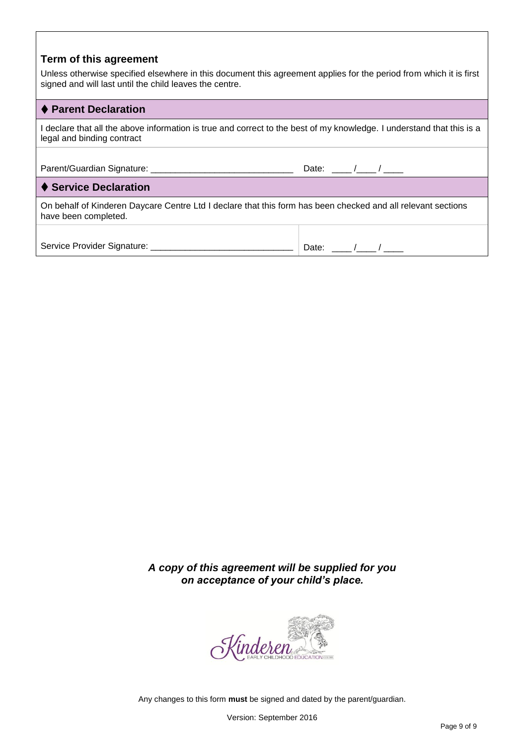## Term of this agreement

Unless otherwise specified elsewhere in this document this agreement applies for the period from which it is first signed and will last until the child leaves the centre.

## ♦ Parent Declaration

I declare that all the above information is true and correct to the best of my knowledge. I understand that this is a legal and binding contract

Parent/Guardian Signature: _____________________________ Date: ____ /____ / ____

## ♦ Service Declaration

On behalf of Kinderen Daycare Centre Ltd I declare that this form has been checked and all relevant sections have been completed.

Service Provider Signature: _____________________________ Date: ____ /____ / ____

***A copy of this agreement will be supplied for you on acceptance of your child's place.***

Kinderen EARLY CHILDHOOD EDUCATION

Any changes to this form **must** be signed and dated by the parent/guardian.

Version: September 2016